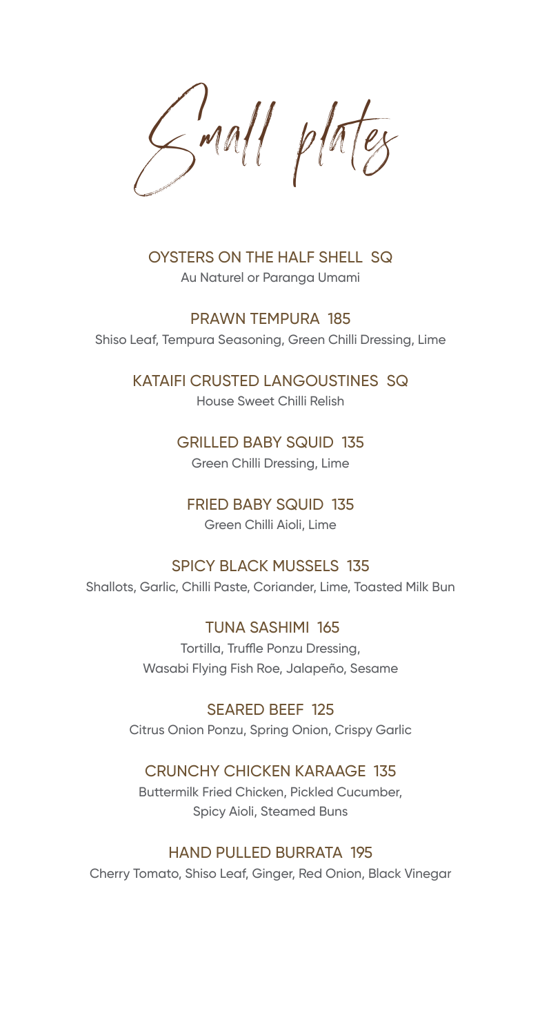# Small plates

### OYSTERS ON THE HALF SHELL SQ
Au Naturel or Paranga Umami

### PRAWN TEMPURA 185
Shiso Leaf, Tempura Seasoning, Green Chilli Dressing, Lime

### KATAIFI CRUSTED LANGOUSTINES SQ
House Sweet Chilli Relish

### GRILLED BABY SQUID 135
Green Chilli Dressing, Lime

### FRIED BABY SQUID 135
Green Chilli Aioli, Lime

### SPICY BLACK MUSSELS 135
Shallots, Garlic, Chilli Paste, Coriander, Lime, Toasted Milk Bun

### TUNA SASHIMI 165
Tortilla, Truffle Ponzu Dressing,
Wasabi Flying Fish Roe, Jalapeño, Sesame

### SEARED BEEF 125
Citrus Onion Ponzu, Spring Onion, Crispy Garlic

### CRUNCHY CHICKEN KARAAGE 135
Buttermilk Fried Chicken, Pickled Cucumber,
Spicy Aioli, Steamed Buns

### HAND PULLED BURRATA 195
Cherry Tomato, Shiso Leaf, Ginger, Red Onion, Black Vinegar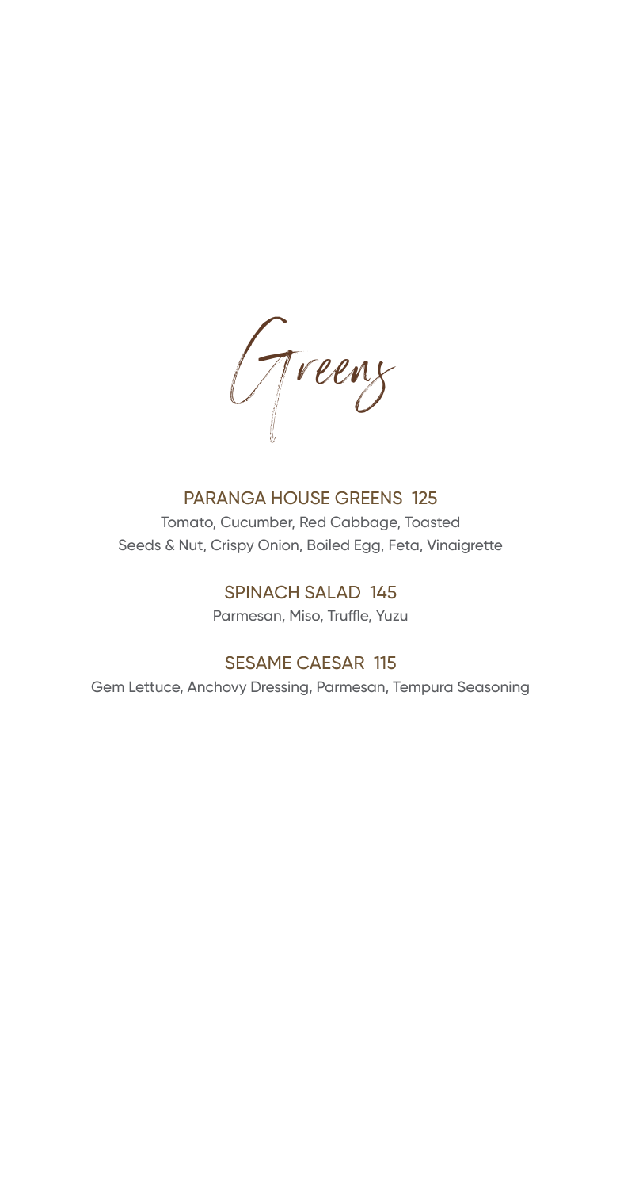# Greens

### PARANGA HOUSE GREENS 125

Tomato, Cucumber, Red Cabbage, Toasted Seeds & Nut, Crispy Onion, Boiled Egg, Feta, Vinaigrette

### SPINACH SALAD 145

Parmesan, Miso, Truffle, Yuzu

### SESAME CAESAR 115

Gem Lettuce, Anchovy Dressing, Parmesan, Tempura Seasoning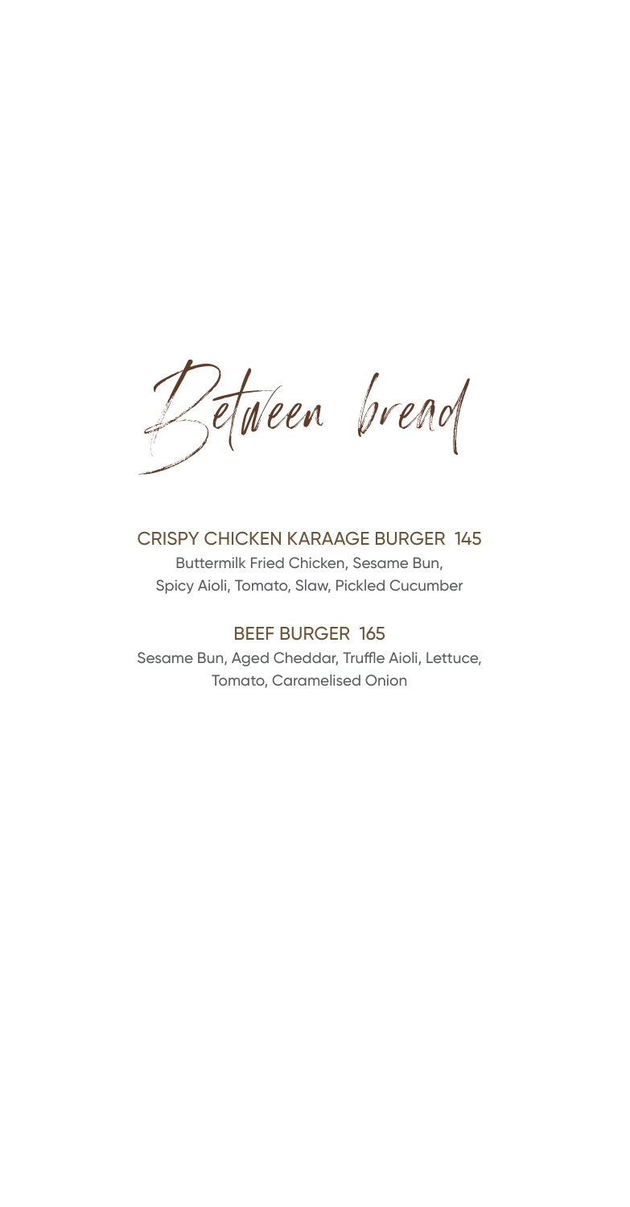# Between bread

## CRISPY CHICKEN KARAAGE BURGER 145

Buttermilk Fried Chicken, Sesame Bun,
Spicy Aioli, Tomato, Slaw, Pickled Cucumber

## BEEF BURGER 165

Sesame Bun, Aged Cheddar, Truffle Aioli, Lettuce,
Tomato, Caramelised Onion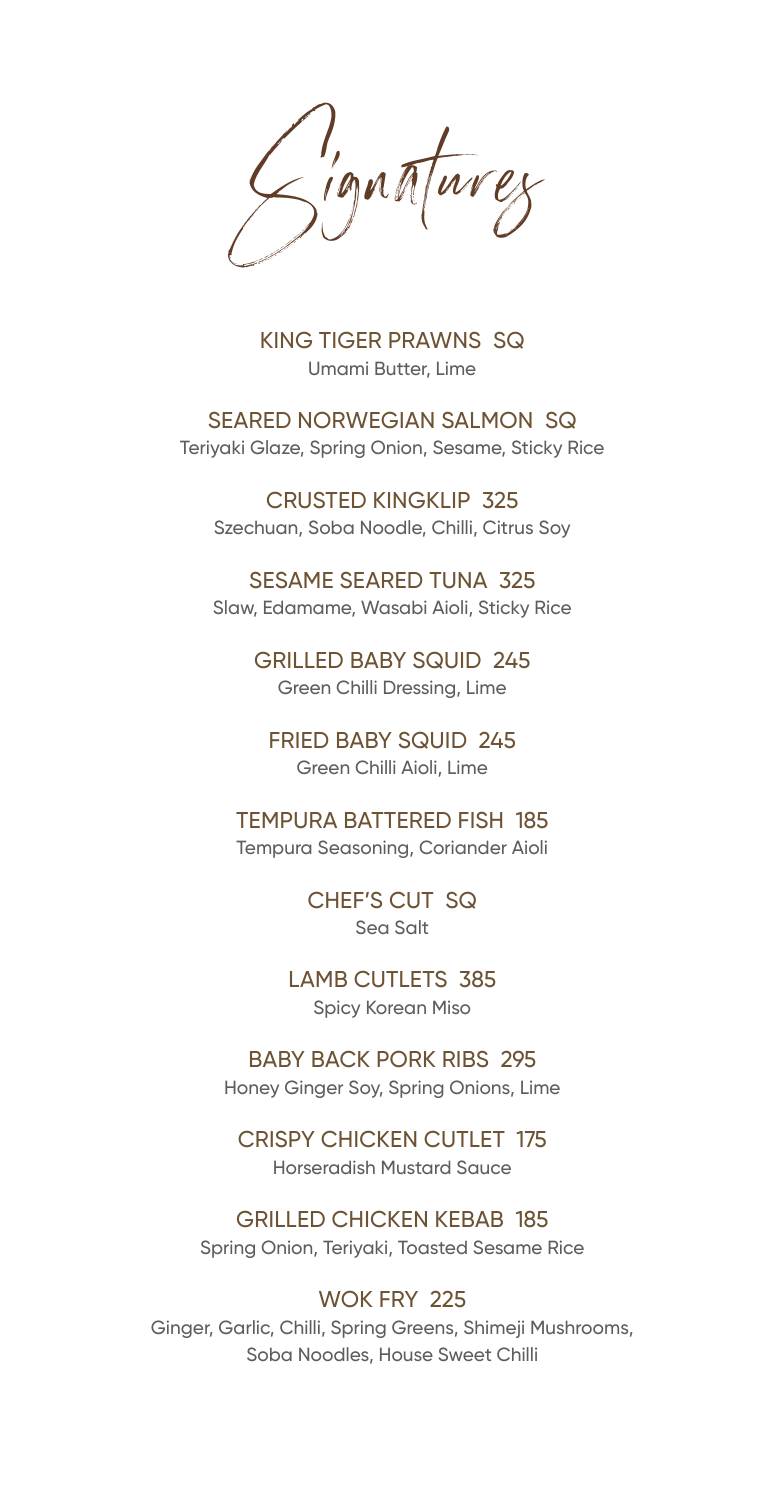# Signatures

**KING TIGER PRAWNS SQ**
Umami Butter, Lime

**SEARED NORWEGIAN SALMON SQ**
Teriyaki Glaze, Spring Onion, Sesame, Sticky Rice

**CRUSTED KINGKLIP 325**
Szechuan, Soba Noodle, Chilli, Citrus Soy

**SESAME SEARED TUNA 325**
Slaw, Edamame, Wasabi Aioli, Sticky Rice

**GRILLED BABY SQUID 245**
Green Chilli Dressing, Lime

**FRIED BABY SQUID 245**
Green Chilli Aioli, Lime

**TEMPURA BATTERED FISH 185**
Tempura Seasoning, Coriander Aioli

**CHEF'S CUT SQ**
Sea Salt

**LAMB CUTLETS 385**
Spicy Korean Miso

**BABY BACK PORK RIBS 295**
Honey Ginger Soy, Spring Onions, Lime

**CRISPY CHICKEN CUTLET 175**
Horseradish Mustard Sauce

**GRILLED CHICKEN KEBAB 185**
Spring Onion, Teriyaki, Toasted Sesame Rice

**WOK FRY 225**
Ginger, Garlic, Chilli, Spring Greens, Shimeji Mushrooms, Soba Noodles, House Sweet Chilli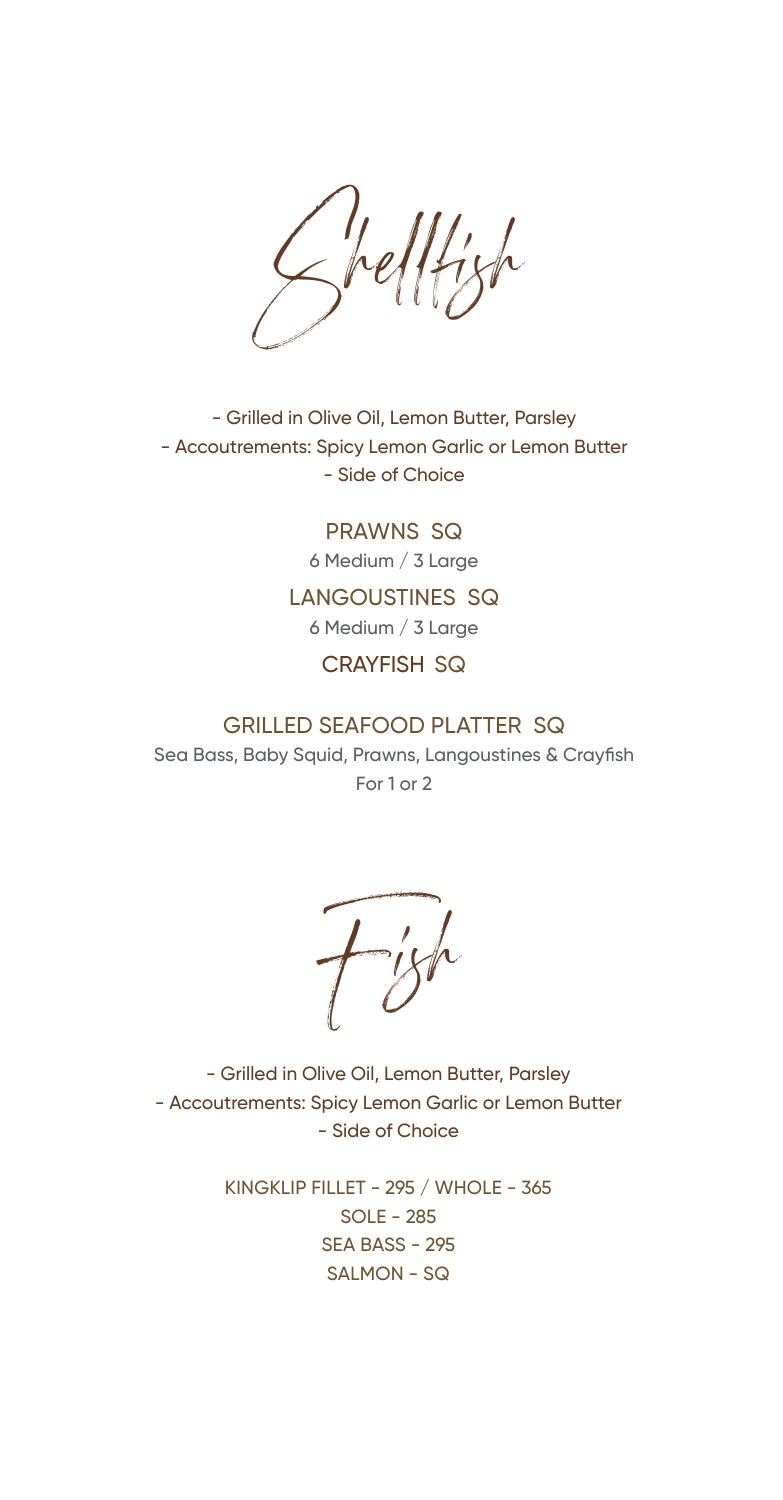# Shellfish

- Grilled in Olive Oil, Lemon Butter, Parsley
- Accoutrements: Spicy Lemon Garlic or Lemon Butter
- Side of Choice

**PRAWNS SQ**
6 Medium / 3 Large

**LANGOUSTINES SQ**
6 Medium / 3 Large

**CRAYFISH SQ**

**GRILLED SEAFOOD PLATTER SQ**
Sea Bass, Baby Squid, Prawns, Langoustines & Crayfish
For 1 or 2

# Fish

- Grilled in Olive Oil, Lemon Butter, Parsley
- Accoutrements: Spicy Lemon Garlic or Lemon Butter
- Side of Choice

KINGKLIP FILLET - 295 / WHOLE - 365
SOLE - 285
SEA BASS - 295
SALMON - SQ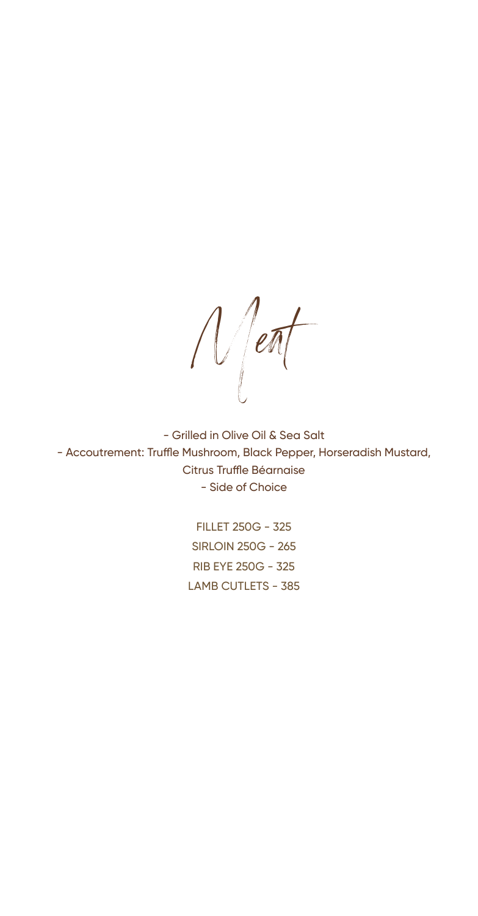# Meat

- Grilled in Olive Oil & Sea Salt
- Accoutrement: Truffle Mushroom, Black Pepper, Horseradish Mustard, Citrus Truffle Béarnaise
- Side of Choice

FILLET 250G - 325

SIRLOIN 250G - 265

RIB EYE 250G - 325

LAMB CUTLETS - 385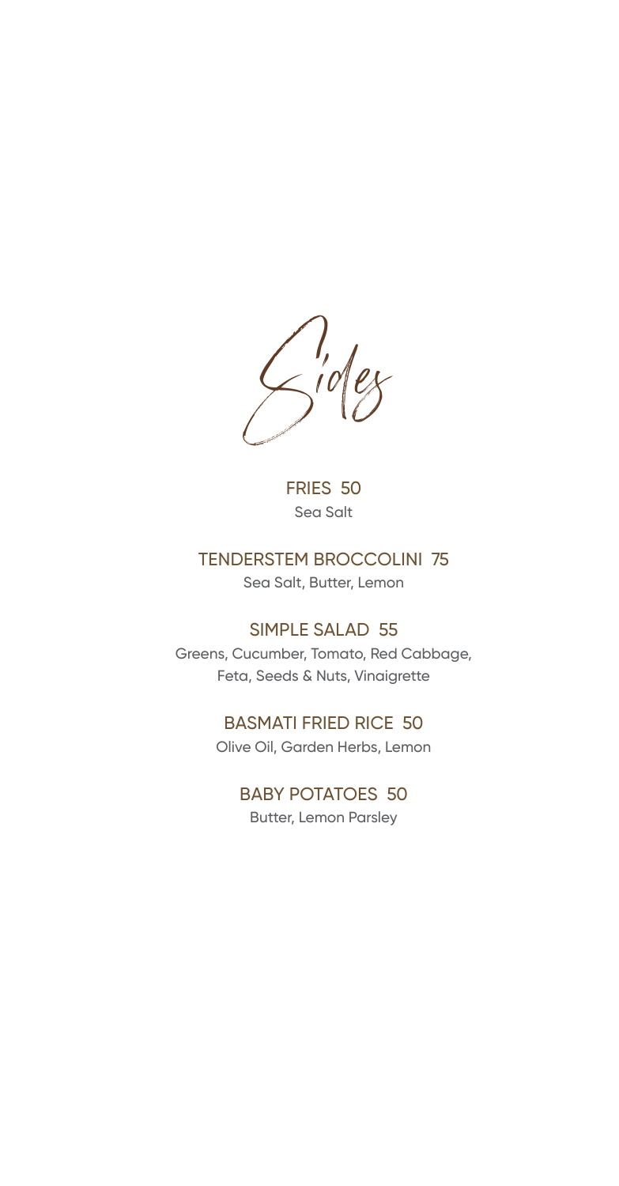# Sides

**FRIES 50**
Sea Salt

**TENDERSTEM BROCCOLINI 75**
Sea Salt, Butter, Lemon

**SIMPLE SALAD 55**
Greens, Cucumber, Tomato, Red Cabbage, Feta, Seeds & Nuts, Vinaigrette

**BASMATI FRIED RICE 50**
Olive Oil, Garden Herbs, Lemon

**BABY POTATOES 50**
Butter, Lemon Parsley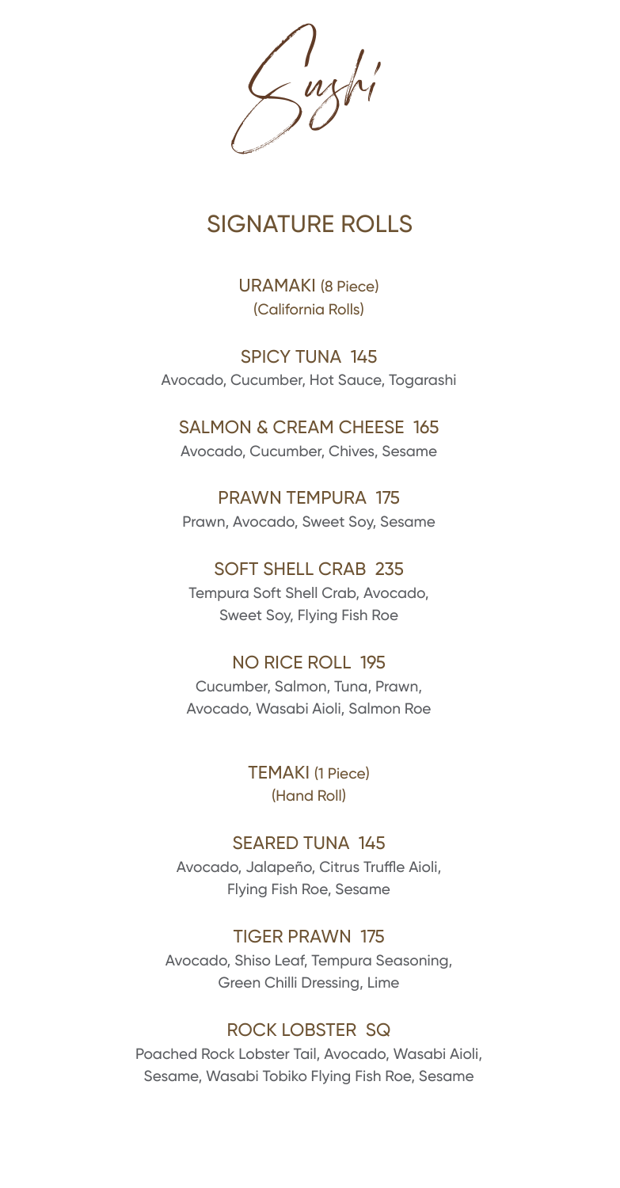# Sushi

## SIGNATURE ROLLS

### URAMAKI (8 Piece)
(California Rolls)

**SPICY TUNA 145**
Avocado, Cucumber, Hot Sauce, Togarashi

**SALMON & CREAM CHEESE 165**
Avocado, Cucumber, Chives, Sesame

**PRAWN TEMPURA 175**
Prawn, Avocado, Sweet Soy, Sesame

**SOFT SHELL CRAB 235**
Tempura Soft Shell Crab, Avocado, Sweet Soy, Flying Fish Roe

**NO RICE ROLL 195**
Cucumber, Salmon, Tuna, Prawn, Avocado, Wasabi Aioli, Salmon Roe

### TEMAKI (1 Piece)
(Hand Roll)

**SEARED TUNA 145**
Avocado, Jalapeño, Citrus Truffle Aioli, Flying Fish Roe, Sesame

**TIGER PRAWN 175**
Avocado, Shiso Leaf, Tempura Seasoning, Green Chilli Dressing, Lime

**ROCK LOBSTER SQ**
Poached Rock Lobster Tail, Avocado, Wasabi Aioli, Sesame, Wasabi Tobiko Flying Fish Roe, Sesame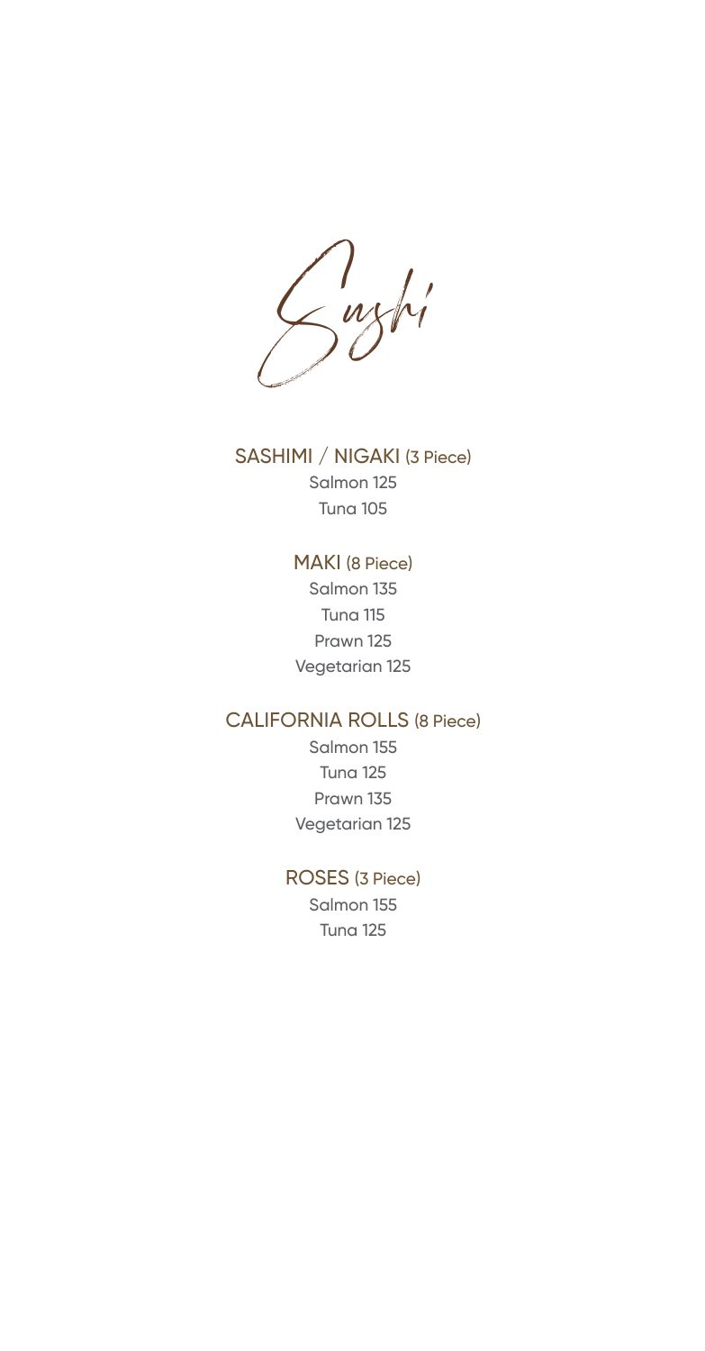# Sushi

## SASHIMI / NIGAKI (3 Piece)

Salmon 125

Tuna 105

## MAKI (8 Piece)

Salmon 135

Tuna 115

Prawn 125

Vegetarian 125

## CALIFORNIA ROLLS (8 Piece)

Salmon 155

Tuna 125

Prawn 135

Vegetarian 125

## ROSES (3 Piece)

Salmon 155

Tuna 125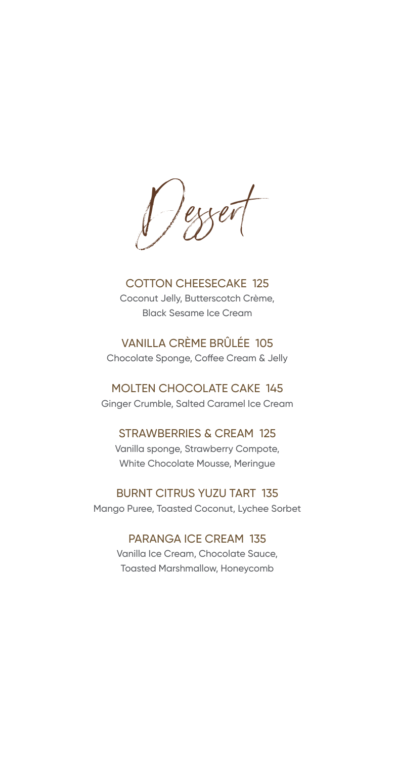# Dessert

### COTTON CHEESECAKE 125

Coconut Jelly, Butterscotch Crème,
Black Sesame Ice Cream

### VANILLA CRÈME BRÛLÉE 105

Chocolate Sponge, Coffee Cream & Jelly

### MOLTEN CHOCOLATE CAKE 145

Ginger Crumble, Salted Caramel Ice Cream

### STRAWBERRIES & CREAM 125

Vanilla sponge, Strawberry Compote,
White Chocolate Mousse, Meringue

### BURNT CITRUS YUZU TART 135

Mango Puree, Toasted Coconut, Lychee Sorbet

### PARANGA ICE CREAM 135

Vanilla Ice Cream, Chocolate Sauce,
Toasted Marshmallow, Honeycomb